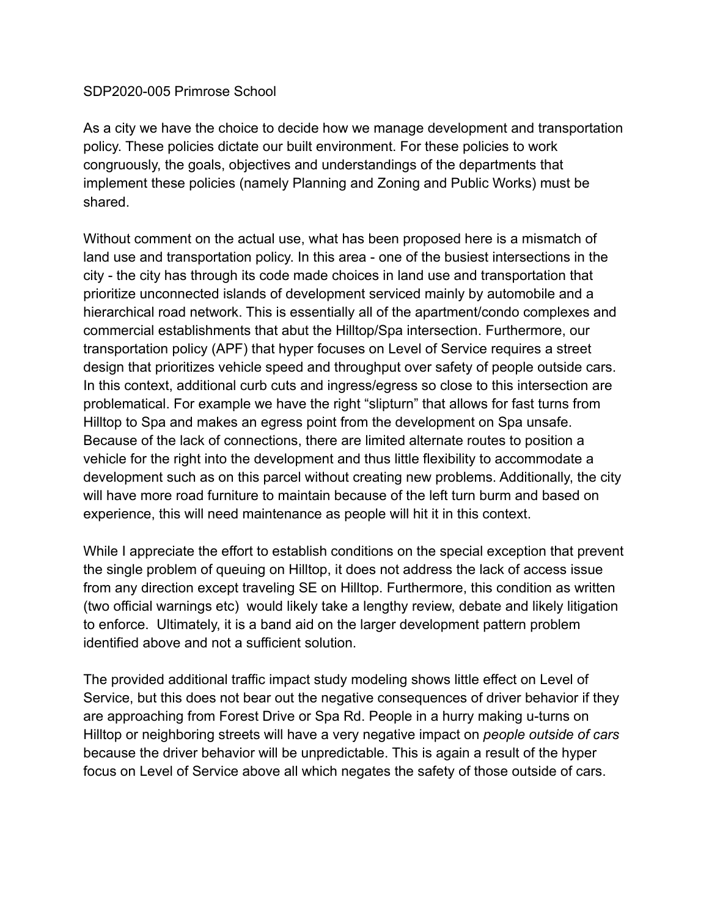SDP2020-005 Primrose School

As a city we have the choice to decide how we manage development and transportation policy. These policies dictate our built environment. For these policies to work congruously, the goals, objectives and understandings of the departments that implement these policies (namely Planning and Zoning and Public Works) must be shared.

Without comment on the actual use, what has been proposed here is a mismatch of land use and transportation policy. In this area - one of the busiest intersections in the city - the city has through its code made choices in land use and transportation that prioritize unconnected islands of development serviced mainly by automobile and a hierarchical road network. This is essentially all of the apartment/condo complexes and commercial establishments that abut the Hilltop/Spa intersection. Furthermore, our transportation policy (APF) that hyper focuses on Level of Service requires a street design that prioritizes vehicle speed and throughput over safety of people outside cars. In this context, additional curb cuts and ingress/egress so close to this intersection are problematical. For example we have the right "slipturn" that allows for fast turns from Hilltop to Spa and makes an egress point from the development on Spa unsafe. Because of the lack of connections, there are limited alternate routes to position a vehicle for the right into the development and thus little flexibility to accommodate a development such as on this parcel without creating new problems. Additionally, the city will have more road furniture to maintain because of the left turn burm and based on experience, this will need maintenance as people will hit it in this context.

While I appreciate the effort to establish conditions on the special exception that prevent the single problem of queuing on Hilltop, it does not address the lack of access issue from any direction except traveling SE on Hilltop. Furthermore, this condition as written (two official warnings etc) would likely take a lengthy review, debate and likely litigation to enforce. Ultimately, it is a band aid on the larger development pattern problem identified above and not a sufficient solution.

The provided additional traffic impact study modeling shows little effect on Level of Service, but this does not bear out the negative consequences of driver behavior if they are approaching from Forest Drive or Spa Rd. People in a hurry making u-turns on Hilltop or neighboring streets will have a very negative impact on *people outside of cars* because the driver behavior will be unpredictable. This is again a result of the hyper focus on Level of Service above all which negates the safety of those outside of cars.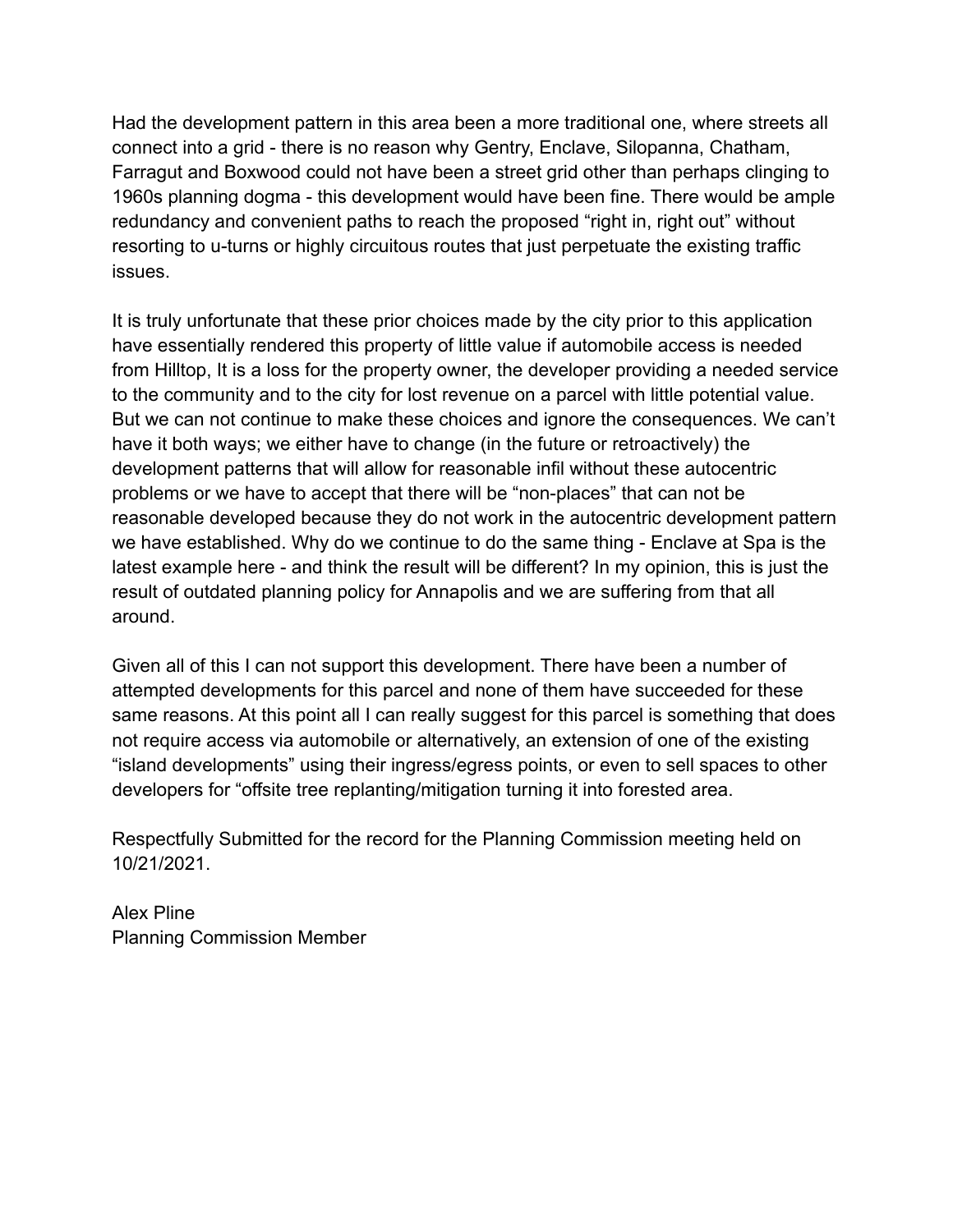Had the development pattern in this area been a more traditional one, where streets all connect into a grid - there is no reason why Gentry, Enclave, Silopanna, Chatham, Farragut and Boxwood could not have been a street grid other than perhaps clinging to 1960s planning dogma - this development would have been fine. There would be ample redundancy and convenient paths to reach the proposed "right in, right out" without resorting to u-turns or highly circuitous routes that just perpetuate the existing traffic issues.

It is truly unfortunate that these prior choices made by the city prior to this application have essentially rendered this property of little value if automobile access is needed from Hilltop, It is a loss for the property owner, the developer providing a needed service to the community and to the city for lost revenue on a parcel with little potential value. But we can not continue to make these choices and ignore the consequences. We can't have it both ways; we either have to change (in the future or retroactively) the development patterns that will allow for reasonable infil without these autocentric problems or we have to accept that there will be "non-places" that can not be reasonable developed because they do not work in the autocentric development pattern we have established. Why do we continue to do the same thing - Enclave at Spa is the latest example here - and think the result will be different? In my opinion, this is just the result of outdated planning policy for Annapolis and we are suffering from that all around.

Given all of this I can not support this development. There have been a number of attempted developments for this parcel and none of them have succeeded for these same reasons. At this point all I can really suggest for this parcel is something that does not require access via automobile or alternatively, an extension of one of the existing "island developments" using their ingress/egress points, or even to sell spaces to other developers for "offsite tree replanting/mitigation turning it into forested area.

Respectfully Submitted for the record for the Planning Commission meeting held on 10/21/2021.

Alex Pline  
Planning Commission Member